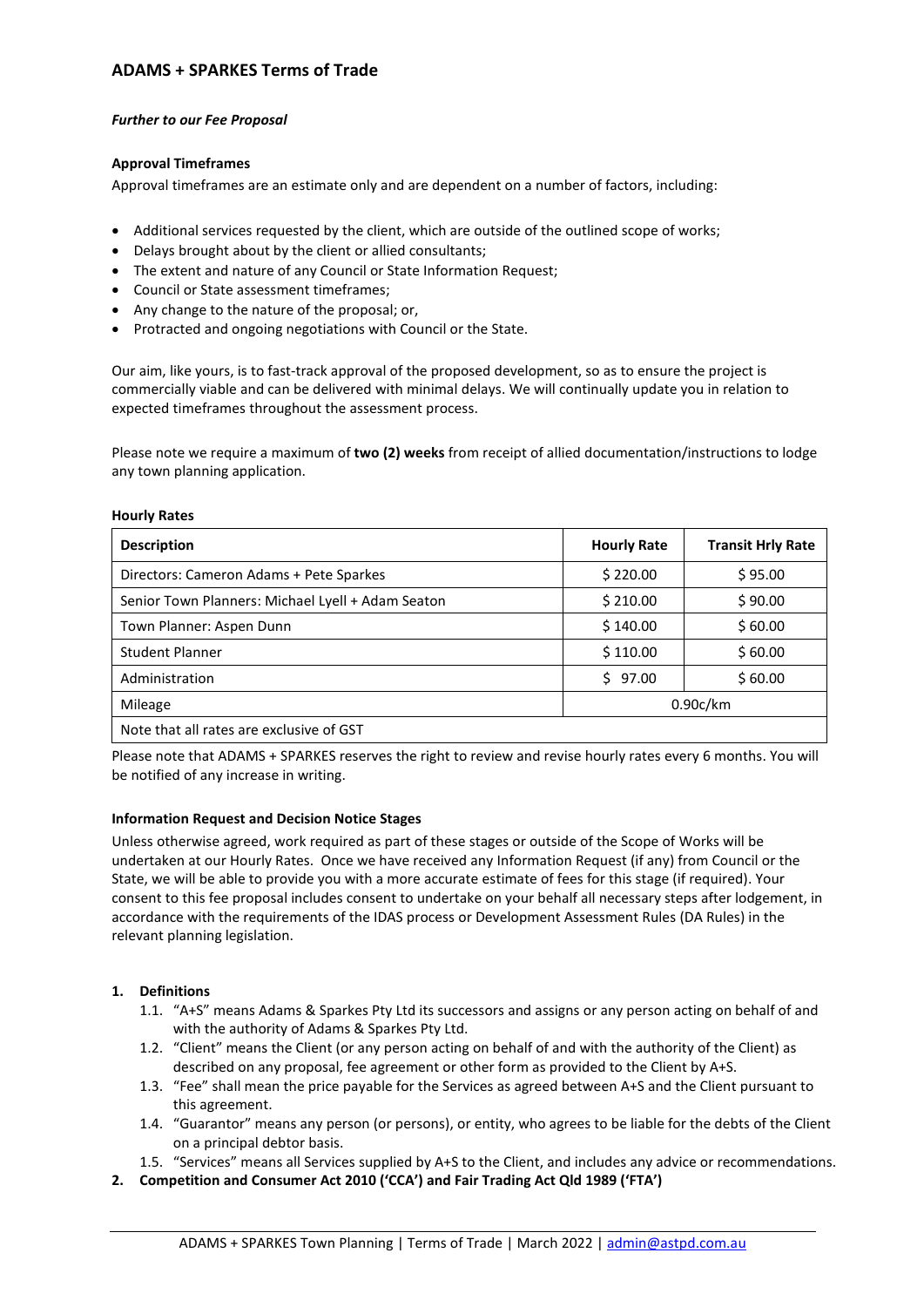## ADAMS + SPARKES Terms of Trade

***Further to our Fee Proposal***

**Approval Timeframes**

Approval timeframes are an estimate only and are dependent on a number of factors, including:

- Additional services requested by the client, which are outside of the outlined scope of works;
- Delays brought about by the client or allied consultants;
- The extent and nature of any Council or State Information Request;
- Council or State assessment timeframes;
- Any change to the nature of the proposal; or,
- Protracted and ongoing negotiations with Council or the State.

Our aim, like yours, is to fast-track approval of the proposed development, so as to ensure the project is commercially viable and can be delivered with minimal delays. We will continually update you in relation to expected timeframes throughout the assessment process.

Please note we require a maximum of **two (2) weeks** from receipt of allied documentation/instructions to lodge any town planning application.

**Hourly Rates**

| Description | Hourly Rate | Transit Hrly Rate |
|---|---|---|
| Directors: Cameron Adams + Pete Sparkes | $ 220.00 | $ 95.00 |
| Senior Town Planners: Michael Lyell + Adam Seaton | $ 210.00 | $ 90.00 |
| Town Planner: Aspen Dunn | $ 140.00 | $ 60.00 |
| Student Planner | $ 110.00 | $ 60.00 |
| Administration | $ 97.00 | $ 60.00 |
| Mileage | 0.90c/km | |
| Note that all rates are exclusive of GST | | |

Please note that ADAMS + SPARKES reserves the right to review and revise hourly rates every 6 months. You will be notified of any increase in writing.

**Information Request and Decision Notice Stages**

Unless otherwise agreed, work required as part of these stages or outside of the Scope of Works will be undertaken at our Hourly Rates. Once we have received any Information Request (if any) from Council or the State, we will be able to provide you with a more accurate estimate of fees for this stage (if required). Your consent to this fee proposal includes consent to undertake on your behalf all necessary steps after lodgement, in accordance with the requirements of the IDAS process or Development Assessment Rules (DA Rules) in the relevant planning legislation.

**1. Definitions**

1.1. "A+S" means Adams & Sparkes Pty Ltd its successors and assigns or any person acting on behalf of and with the authority of Adams & Sparkes Pty Ltd.

1.2. "Client" means the Client (or any person acting on behalf of and with the authority of the Client) as described on any proposal, fee agreement or other form as provided to the Client by A+S.

1.3. "Fee" shall mean the price payable for the Services as agreed between A+S and the Client pursuant to this agreement.

1.4. "Guarantor" means any person (or persons), or entity, who agrees to be liable for the debts of the Client on a principal debtor basis.

1.5. "Services" means all Services supplied by A+S to the Client, and includes any advice or recommendations.

**2. Competition and Consumer Act 2010 ('CCA') and Fair Trading Act Qld 1989 ('FTA')**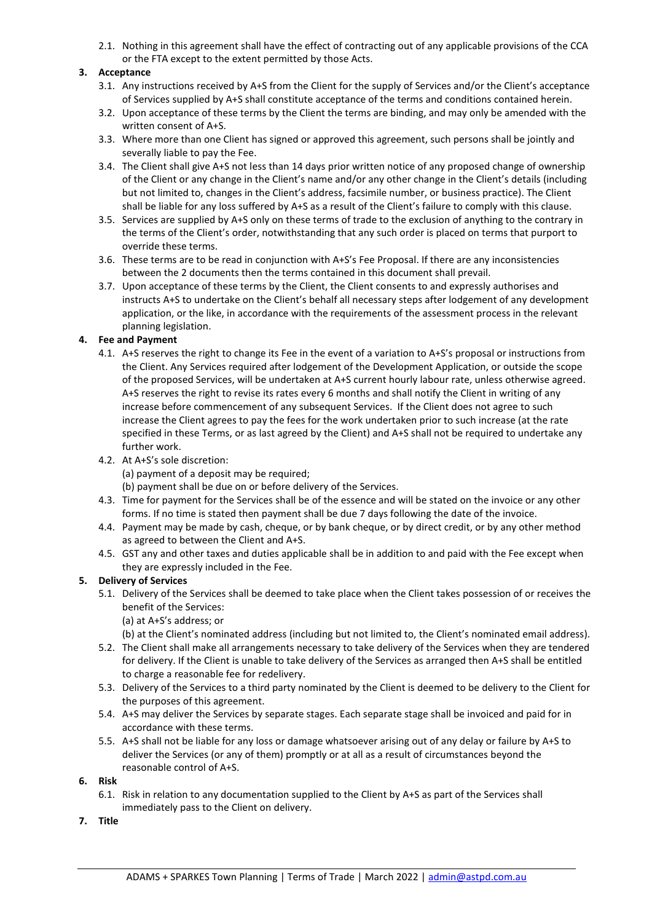2.1. Nothing in this agreement shall have the effect of contracting out of any applicable provisions of the CCA or the FTA except to the extent permitted by those Acts.

**3. Acceptance**

3.1. Any instructions received by A+S from the Client for the supply of Services and/or the Client's acceptance of Services supplied by A+S shall constitute acceptance of the terms and conditions contained herein.

3.2. Upon acceptance of these terms by the Client the terms are binding, and may only be amended with the written consent of A+S.

3.3. Where more than one Client has signed or approved this agreement, such persons shall be jointly and severally liable to pay the Fee.

3.4. The Client shall give A+S not less than 14 days prior written notice of any proposed change of ownership of the Client or any change in the Client's name and/or any other change in the Client's details (including but not limited to, changes in the Client's address, facsimile number, or business practice). The Client shall be liable for any loss suffered by A+S as a result of the Client's failure to comply with this clause.

3.5. Services are supplied by A+S only on these terms of trade to the exclusion of anything to the contrary in the terms of the Client's order, notwithstanding that any such order is placed on terms that purport to override these terms.

3.6. These terms are to be read in conjunction with A+S's Fee Proposal. If there are any inconsistencies between the 2 documents then the terms contained in this document shall prevail.

3.7. Upon acceptance of these terms by the Client, the Client consents to and expressly authorises and instructs A+S to undertake on the Client's behalf all necessary steps after lodgement of any development application, or the like, in accordance with the requirements of the assessment process in the relevant planning legislation.

**4. Fee and Payment**

4.1. A+S reserves the right to change its Fee in the event of a variation to A+S's proposal or instructions from the Client. Any Services required after lodgement of the Development Application, or outside the scope of the proposed Services, will be undertaken at A+S current hourly labour rate, unless otherwise agreed. A+S reserves the right to revise its rates every 6 months and shall notify the Client in writing of any increase before commencement of any subsequent Services. If the Client does not agree to such increase the Client agrees to pay the fees for the work undertaken prior to such increase (at the rate specified in these Terms, or as last agreed by the Client) and A+S shall not be required to undertake any further work.

4.2. At A+S's sole discretion:
(a) payment of a deposit may be required;
(b) payment shall be due on or before delivery of the Services.

4.3. Time for payment for the Services shall be of the essence and will be stated on the invoice or any other forms. If no time is stated then payment shall be due 7 days following the date of the invoice.

4.4. Payment may be made by cash, cheque, or by bank cheque, or by direct credit, or by any other method as agreed to between the Client and A+S.

4.5. GST any and other taxes and duties applicable shall be in addition to and paid with the Fee except when they are expressly included in the Fee.

**5. Delivery of Services**

5.1. Delivery of the Services shall be deemed to take place when the Client takes possession of or receives the benefit of the Services:
(a) at A+S's address; or
(b) at the Client's nominated address (including but not limited to, the Client's nominated email address).

5.2. The Client shall make all arrangements necessary to take delivery of the Services when they are tendered for delivery. If the Client is unable to take delivery of the Services as arranged then A+S shall be entitled to charge a reasonable fee for redelivery.

5.3. Delivery of the Services to a third party nominated by the Client is deemed to be delivery to the Client for the purposes of this agreement.

5.4. A+S may deliver the Services by separate stages. Each separate stage shall be invoiced and paid for in accordance with these terms.

5.5. A+S shall not be liable for any loss or damage whatsoever arising out of any delay or failure by A+S to deliver the Services (or any of them) promptly or at all as a result of circumstances beyond the reasonable control of A+S.

**6. Risk**

6.1. Risk in relation to any documentation supplied to the Client by A+S as part of the Services shall immediately pass to the Client on delivery.

**7. Title**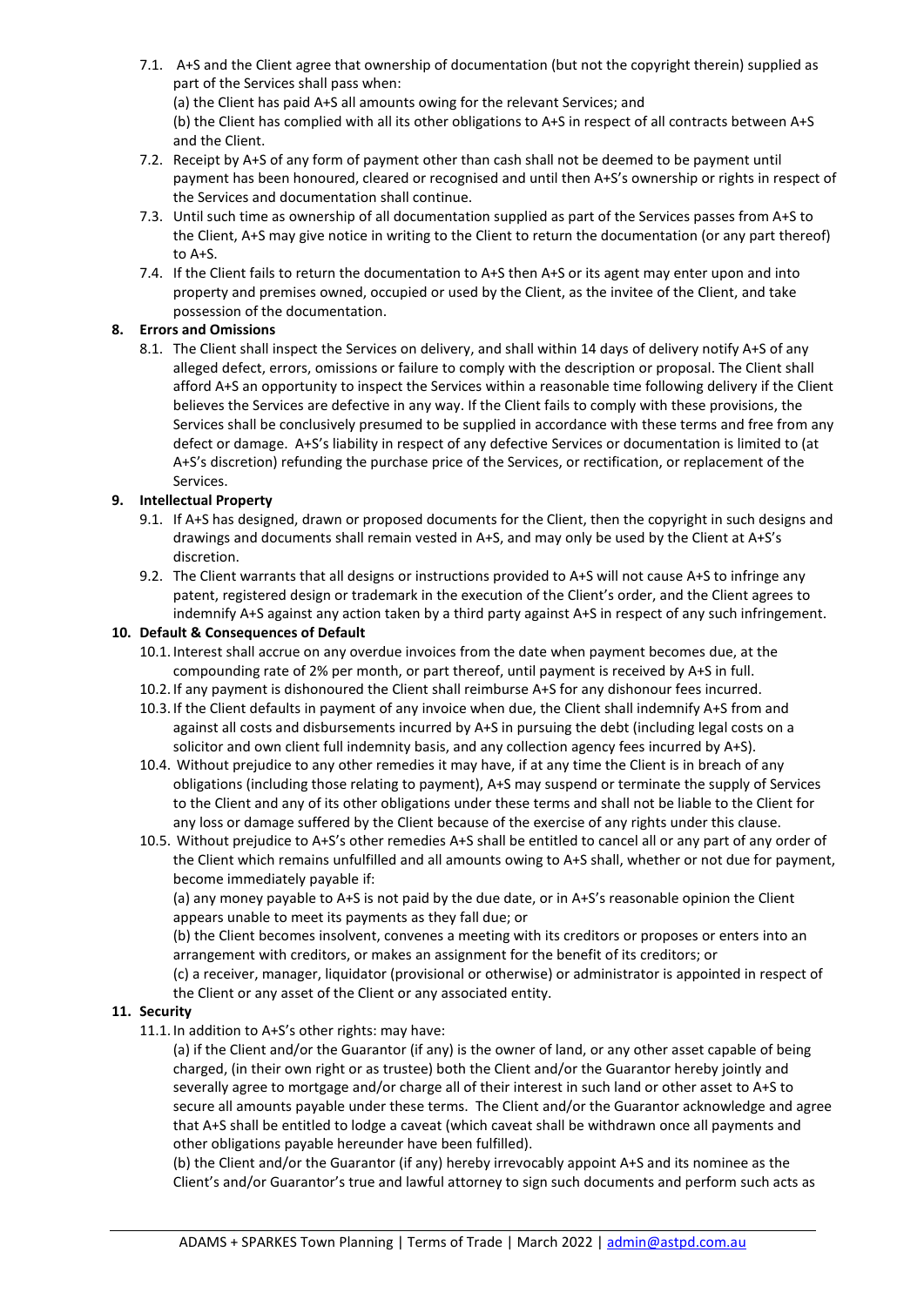7.1. A+S and the Client agree that ownership of documentation (but not the copyright therein) supplied as part of the Services shall pass when:
(a) the Client has paid A+S all amounts owing for the relevant Services; and
(b) the Client has complied with all its other obligations to A+S in respect of all contracts between A+S and the Client.

7.2. Receipt by A+S of any form of payment other than cash shall not be deemed to be payment until payment has been honoured, cleared or recognised and until then A+S's ownership or rights in respect of the Services and documentation shall continue.

7.3. Until such time as ownership of all documentation supplied as part of the Services passes from A+S to the Client, A+S may give notice in writing to the Client to return the documentation (or any part thereof) to A+S.

7.4. If the Client fails to return the documentation to A+S then A+S or its agent may enter upon and into property and premises owned, occupied or used by the Client, as the invitee of the Client, and take possession of the documentation.

**8. Errors and Omissions**

8.1. The Client shall inspect the Services on delivery, and shall within 14 days of delivery notify A+S of any alleged defect, errors, omissions or failure to comply with the description or proposal. The Client shall afford A+S an opportunity to inspect the Services within a reasonable time following delivery if the Client believes the Services are defective in any way. If the Client fails to comply with these provisions, the Services shall be conclusively presumed to be supplied in accordance with these terms and free from any defect or damage. A+S's liability in respect of any defective Services or documentation is limited to (at A+S's discretion) refunding the purchase price of the Services, or rectification, or replacement of the Services.

**9. Intellectual Property**

9.1. If A+S has designed, drawn or proposed documents for the Client, then the copyright in such designs and drawings and documents shall remain vested in A+S, and may only be used by the Client at A+S's discretion.

9.2. The Client warrants that all designs or instructions provided to A+S will not cause A+S to infringe any patent, registered design or trademark in the execution of the Client's order, and the Client agrees to indemnify A+S against any action taken by a third party against A+S in respect of any such infringement.

**10. Default & Consequences of Default**

10.1. Interest shall accrue on any overdue invoices from the date when payment becomes due, at the compounding rate of 2% per month, or part thereof, until payment is received by A+S in full.

10.2. If any payment is dishonoured the Client shall reimburse A+S for any dishonour fees incurred.

10.3. If the Client defaults in payment of any invoice when due, the Client shall indemnify A+S from and against all costs and disbursements incurred by A+S in pursuing the debt (including legal costs on a solicitor and own client full indemnity basis, and any collection agency fees incurred by A+S).

10.4. Without prejudice to any other remedies it may have, if at any time the Client is in breach of any obligations (including those relating to payment), A+S may suspend or terminate the supply of Services to the Client and any of its other obligations under these terms and shall not be liable to the Client for any loss or damage suffered by the Client because of the exercise of any rights under this clause.

10.5. Without prejudice to A+S's other remedies A+S shall be entitled to cancel all or any part of any order of the Client which remains unfulfilled and all amounts owing to A+S shall, whether or not due for payment, become immediately payable if:
(a) any money payable to A+S is not paid by the due date, or in A+S's reasonable opinion the Client appears unable to meet its payments as they fall due; or
(b) the Client becomes insolvent, convenes a meeting with its creditors or proposes or enters into an arrangement with creditors, or makes an assignment for the benefit of its creditors; or
(c) a receiver, manager, liquidator (provisional or otherwise) or administrator is appointed in respect of the Client or any asset of the Client or any associated entity.

**11. Security**

11.1. In addition to A+S's other rights: may have:
(a) if the Client and/or the Guarantor (if any) is the owner of land, or any other asset capable of being charged, (in their own right or as trustee) both the Client and/or the Guarantor hereby jointly and severally agree to mortgage and/or charge all of their interest in such land or other asset to A+S to secure all amounts payable under these terms. The Client and/or the Guarantor acknowledge and agree that A+S shall be entitled to lodge a caveat (which caveat shall be withdrawn once all payments and other obligations payable hereunder have been fulfilled).
(b) the Client and/or the Guarantor (if any) hereby irrevocably appoint A+S and its nominee as the Client's and/or Guarantor's true and lawful attorney to sign such documents and perform such acts as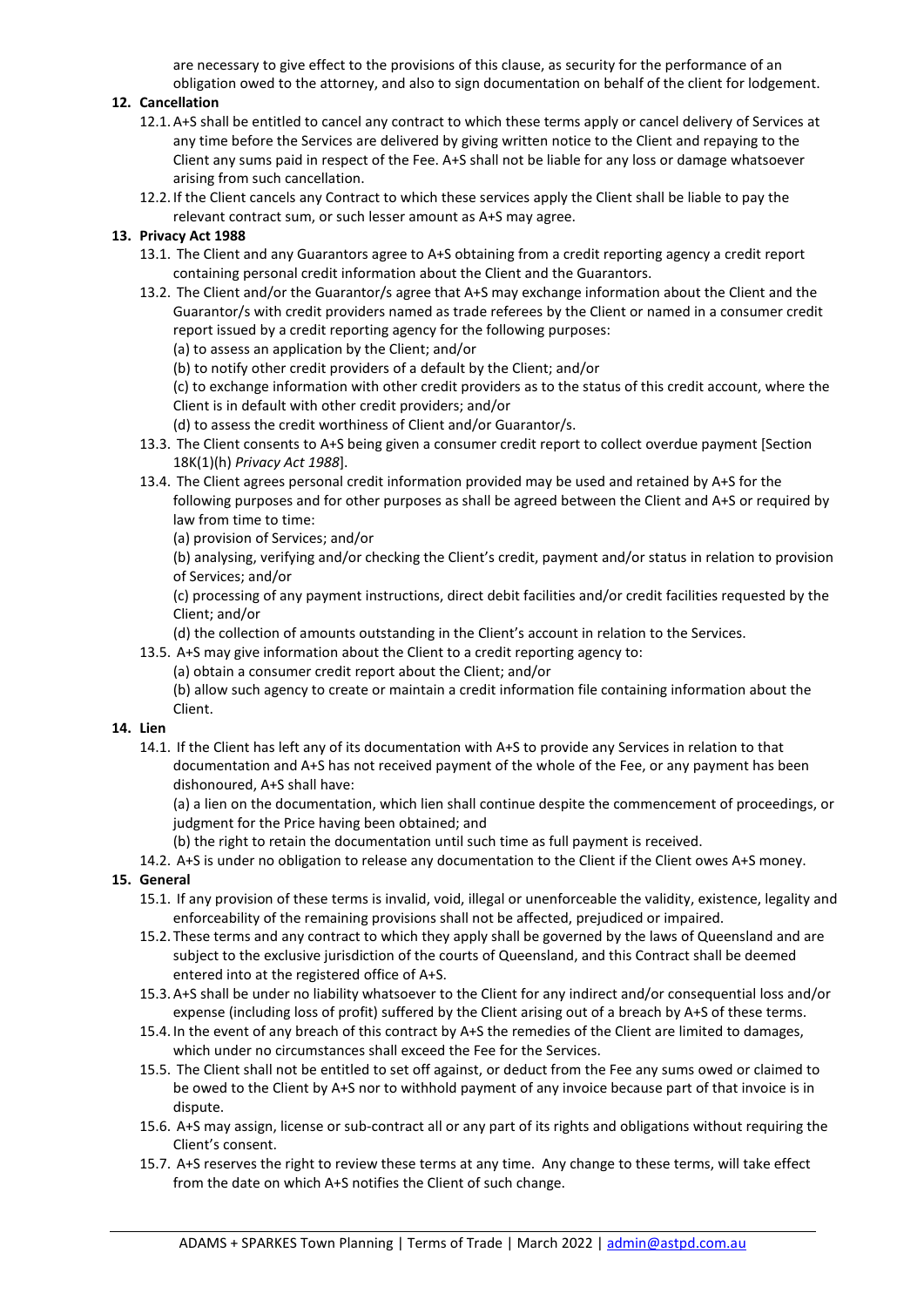are necessary to give effect to the provisions of this clause, as security for the performance of an obligation owed to the attorney, and also to sign documentation on behalf of the client for lodgement.

**12. Cancellation**

12.1. A+S shall be entitled to cancel any contract to which these terms apply or cancel delivery of Services at any time before the Services are delivered by giving written notice to the Client and repaying to the Client any sums paid in respect of the Fee. A+S shall not be liable for any loss or damage whatsoever arising from such cancellation.

12.2. If the Client cancels any Contract to which these services apply the Client shall be liable to pay the relevant contract sum, or such lesser amount as A+S may agree.

**13. Privacy Act 1988**

13.1. The Client and any Guarantors agree to A+S obtaining from a credit reporting agency a credit report containing personal credit information about the Client and the Guarantors.

13.2. The Client and/or the Guarantor/s agree that A+S may exchange information about the Client and the Guarantor/s with credit providers named as trade referees by the Client or named in a consumer credit report issued by a credit reporting agency for the following purposes:
(a) to assess an application by the Client; and/or
(b) to notify other credit providers of a default by the Client; and/or
(c) to exchange information with other credit providers as to the status of this credit account, where the Client is in default with other credit providers; and/or
(d) to assess the credit worthiness of Client and/or Guarantor/s.

13.3. The Client consents to A+S being given a consumer credit report to collect overdue payment [Section 18K(1)(h) *Privacy Act 1988*].

13.4. The Client agrees personal credit information provided may be used and retained by A+S for the following purposes and for other purposes as shall be agreed between the Client and A+S or required by law from time to time:
(a) provision of Services; and/or
(b) analysing, verifying and/or checking the Client's credit, payment and/or status in relation to provision of Services; and/or
(c) processing of any payment instructions, direct debit facilities and/or credit facilities requested by the Client; and/or
(d) the collection of amounts outstanding in the Client's account in relation to the Services.

13.5. A+S may give information about the Client to a credit reporting agency to:
(a) obtain a consumer credit report about the Client; and/or
(b) allow such agency to create or maintain a credit information file containing information about the Client.

**14. Lien**

14.1. If the Client has left any of its documentation with A+S to provide any Services in relation to that documentation and A+S has not received payment of the whole of the Fee, or any payment has been dishonoured, A+S shall have:
(a) a lien on the documentation, which lien shall continue despite the commencement of proceedings, or judgment for the Price having been obtained; and
(b) the right to retain the documentation until such time as full payment is received.

14.2. A+S is under no obligation to release any documentation to the Client if the Client owes A+S money.

**15. General**

15.1. If any provision of these terms is invalid, void, illegal or unenforceable the validity, existence, legality and enforceability of the remaining provisions shall not be affected, prejudiced or impaired.

15.2. These terms and any contract to which they apply shall be governed by the laws of Queensland and are subject to the exclusive jurisdiction of the courts of Queensland, and this Contract shall be deemed entered into at the registered office of A+S.

15.3. A+S shall be under no liability whatsoever to the Client for any indirect and/or consequential loss and/or expense (including loss of profit) suffered by the Client arising out of a breach by A+S of these terms.

15.4. In the event of any breach of this contract by A+S the remedies of the Client are limited to damages, which under no circumstances shall exceed the Fee for the Services.

15.5. The Client shall not be entitled to set off against, or deduct from the Fee any sums owed or claimed to be owed to the Client by A+S nor to withhold payment of any invoice because part of that invoice is in dispute.

15.6. A+S may assign, license or sub-contract all or any part of its rights and obligations without requiring the Client's consent.

15.7. A+S reserves the right to review these terms at any time. Any change to these terms, will take effect from the date on which A+S notifies the Client of such change.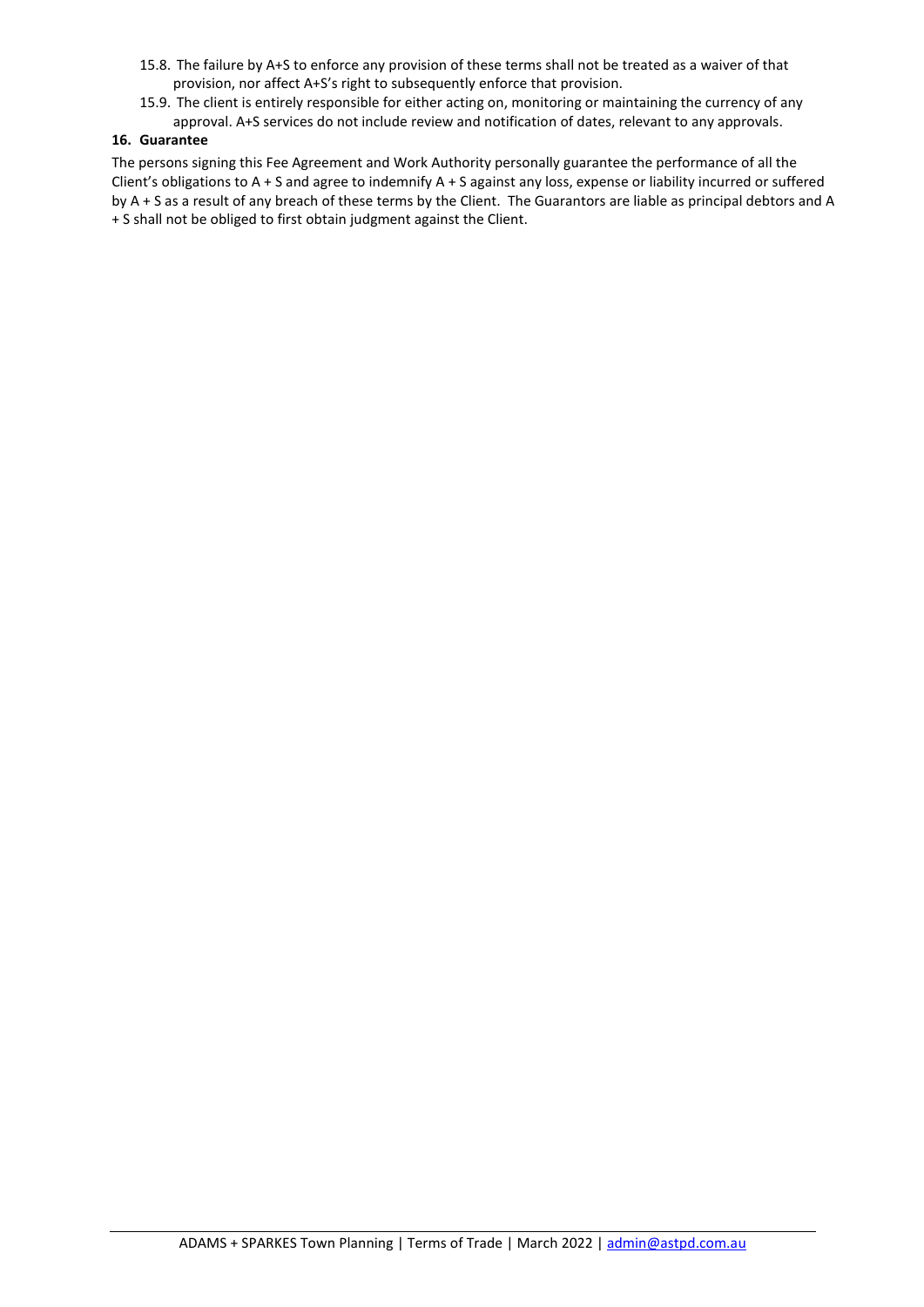15.8. The failure by A+S to enforce any provision of these terms shall not be treated as a waiver of that provision, nor affect A+S's right to subsequently enforce that provision.

15.9. The client is entirely responsible for either acting on, monitoring or maintaining the currency of any approval. A+S services do not include review and notification of dates, relevant to any approvals.

**16. Guarantee**

The persons signing this Fee Agreement and Work Authority personally guarantee the performance of all the Client's obligations to A + S and agree to indemnify A + S against any loss, expense or liability incurred or suffered by A + S as a result of any breach of these terms by the Client. The Guarantors are liable as principal debtors and A + S shall not be obliged to first obtain judgment against the Client.